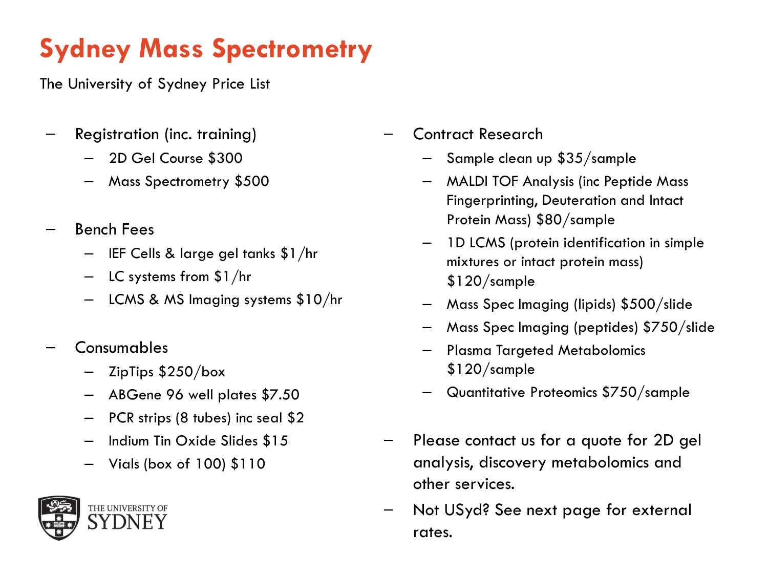# Sydney Mass Spectrometry

The University of Sydney Price List

- Registration (inc. training)
  - 2D Gel Course $300
  - Mass Spectrometry $500

- Bench Fees
  - IEF Cells & large gel tanks $1/hr
  - LC systems from $1/hr
  - LCMS & MS Imaging systems $10/hr

- Consumables
  - ZipTips $250/box
  - ABGene 96 well plates $7.50
  - PCR strips (8 tubes) inc seal $2
  - Indium Tin Oxide Slides $15
  - Vials (box of 100) $110

- Contract Research
  - Sample clean up $35/sample
  - MALDI TOF Analysis (inc Peptide Mass Fingerprinting, Deuteration and Intact Protein Mass) $80/sample
  - 1D LCMS (protein identification in simple mixtures or intact protein mass) $120/sample
  - Mass Spec Imaging (lipids) $500/slide
  - Mass Spec Imaging (peptides) $750/slide
  - Plasma Targeted Metabolomics $120/sample
  - Quantitative Proteomics $750/sample

- Please contact us for a quote for 2D gel analysis, discovery metabolomics and other services.
- Not USyd? See next page for external rates.

THE UNIVERSITY OF SYDNEY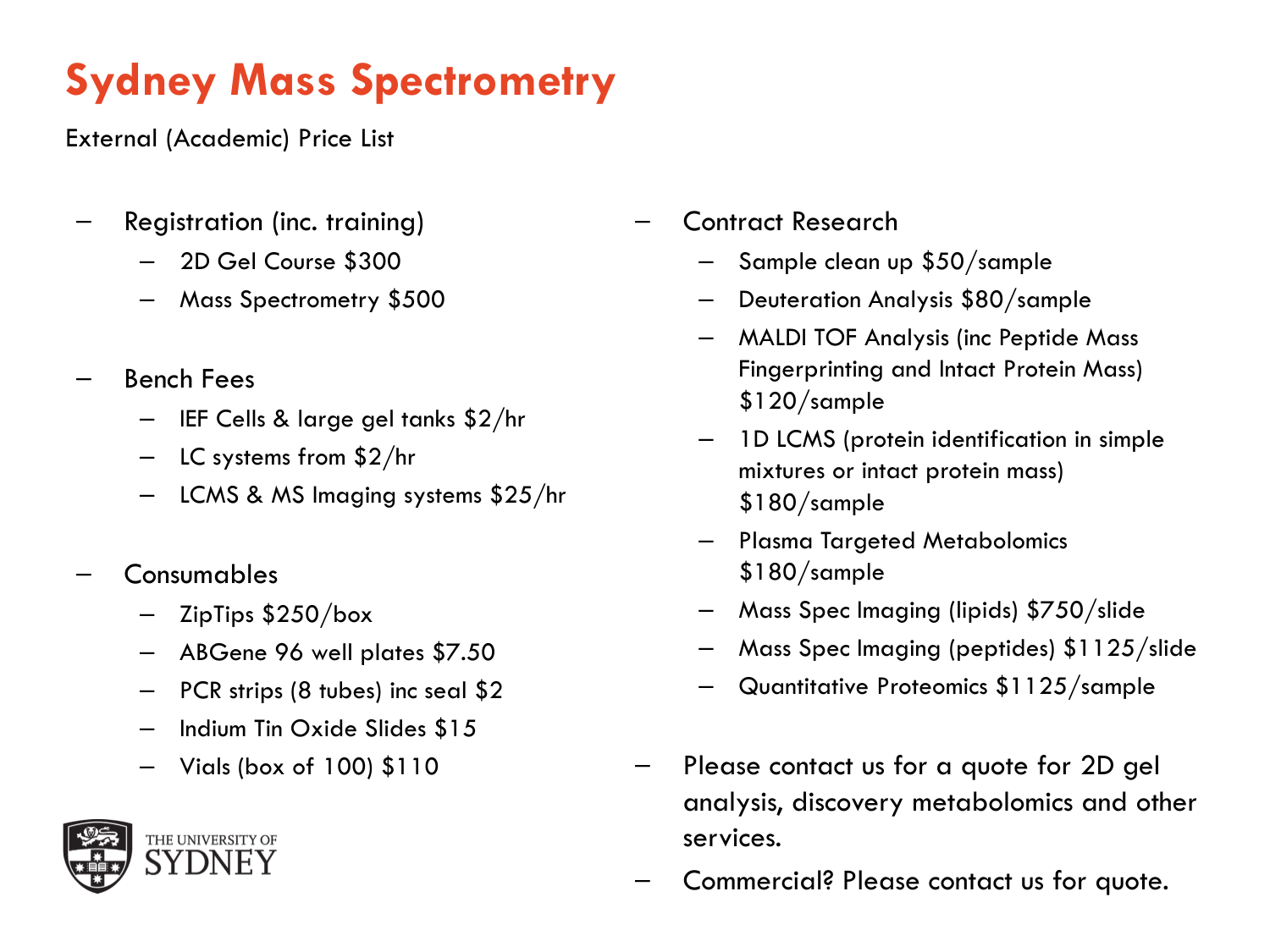# Sydney Mass Spectrometry

External (Academic) Price List

- Registration (inc. training)
  - 2D Gel Course $300
  - Mass Spectrometry $500

- Bench Fees
  - IEF Cells & large gel tanks $2/hr
  - LC systems from $2/hr
  - LCMS & MS Imaging systems $25/hr

- Consumables
  - ZipTips $250/box
  - ABGene 96 well plates $7.50
  - PCR strips (8 tubes) inc seal $2
  - Indium Tin Oxide Slides $15
  - Vials (box of 100) $110

- Contract Research
  - Sample clean up $50/sample
  - Deuteration Analysis $80/sample
  - MALDI TOF Analysis (inc Peptide Mass Fingerprinting and Intact Protein Mass) $120/sample
  - 1D LCMS (protein identification in simple mixtures or intact protein mass) $180/sample
  - Plasma Targeted Metabolomics $180/sample
  - Mass Spec Imaging (lipids) $750/slide
  - Mass Spec Imaging (peptides) $1125/slide
  - Quantitative Proteomics $1125/sample

- Please contact us for a quote for 2D gel analysis, discovery metabolomics and other services.
- Commercial? Please contact us for quote.

THE UNIVERSITY OF SYDNEY